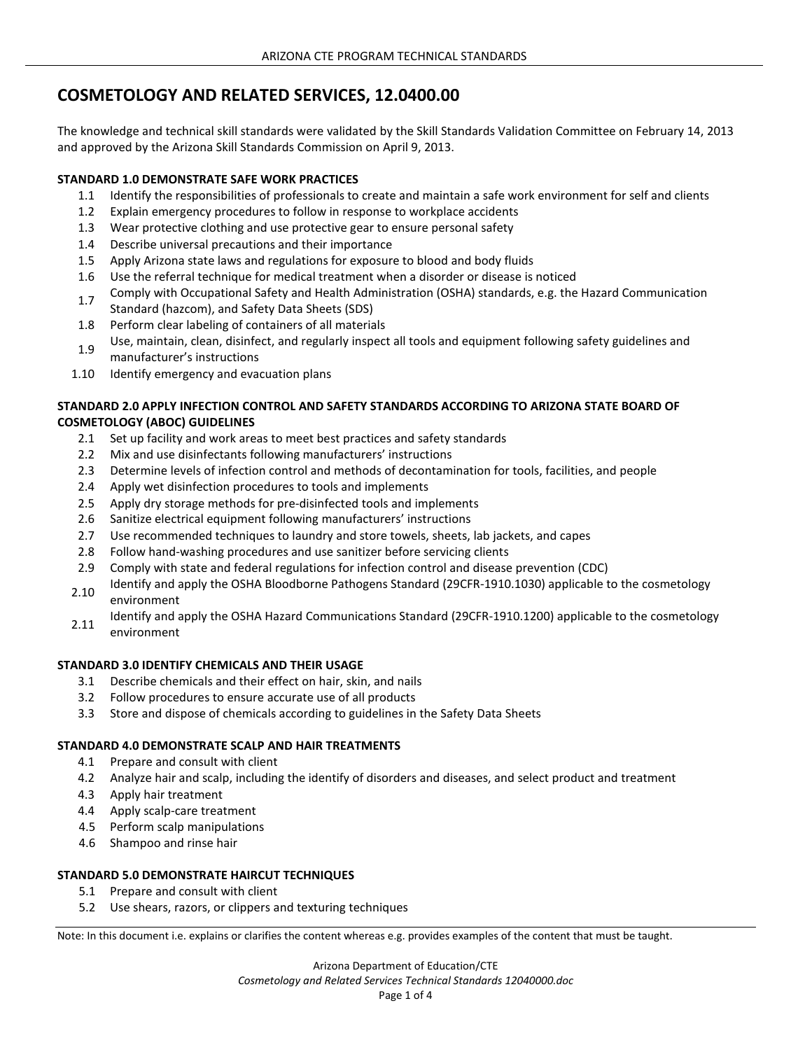# COSMETOLOGY AND RELATED SERVICES, 12.0400.00

The knowledge and technical skill standards were validated by the Skill Standards Validation Committee on February 14, 2013 and approved by the Arizona Skill Standards Commission on April 9, 2013.

**STANDARD 1.0 DEMONSTRATE SAFE WORK PRACTICES**

- 1.1 Identify the responsibilities of professionals to create and maintain a safe work environment for self and clients
- 1.2 Explain emergency procedures to follow in response to workplace accidents
- 1.3 Wear protective clothing and use protective gear to ensure personal safety
- 1.4 Describe universal precautions and their importance
- 1.5 Apply Arizona state laws and regulations for exposure to blood and body fluids
- 1.6 Use the referral technique for medical treatment when a disorder or disease is noticed
- 1.7 Comply with Occupational Safety and Health Administration (OSHA) standards, e.g. the Hazard Communication Standard (hazcom), and Safety Data Sheets (SDS)
- 1.8 Perform clear labeling of containers of all materials
- 1.9 Use, maintain, clean, disinfect, and regularly inspect all tools and equipment following safety guidelines and manufacturer's instructions
- 1.10 Identify emergency and evacuation plans

**STANDARD 2.0 APPLY INFECTION CONTROL AND SAFETY STANDARDS ACCORDING TO ARIZONA STATE BOARD OF COSMETOLOGY (ABOC) GUIDELINES**

- 2.1 Set up facility and work areas to meet best practices and safety standards
- 2.2 Mix and use disinfectants following manufacturers' instructions
- 2.3 Determine levels of infection control and methods of decontamination for tools, facilities, and people
- 2.4 Apply wet disinfection procedures to tools and implements
- 2.5 Apply dry storage methods for pre-disinfected tools and implements
- 2.6 Sanitize electrical equipment following manufacturers' instructions
- 2.7 Use recommended techniques to laundry and store towels, sheets, lab jackets, and capes
- 2.8 Follow hand-washing procedures and use sanitizer before servicing clients
- 2.9 Comply with state and federal regulations for infection control and disease prevention (CDC)
- 2.10 Identify and apply the OSHA Bloodborne Pathogens Standard (29CFR-1910.1030) applicable to the cosmetology environment
- 2.11 Identify and apply the OSHA Hazard Communications Standard (29CFR-1910.1200) applicable to the cosmetology environment

**STANDARD 3.0 IDENTIFY CHEMICALS AND THEIR USAGE**

- 3.1 Describe chemicals and their effect on hair, skin, and nails
- 3.2 Follow procedures to ensure accurate use of all products
- 3.3 Store and dispose of chemicals according to guidelines in the Safety Data Sheets

**STANDARD 4.0 DEMONSTRATE SCALP AND HAIR TREATMENTS**

- 4.1 Prepare and consult with client
- 4.2 Analyze hair and scalp, including the identify of disorders and diseases, and select product and treatment
- 4.3 Apply hair treatment
- 4.4 Apply scalp-care treatment
- 4.5 Perform scalp manipulations
- 4.6 Shampoo and rinse hair

**STANDARD 5.0 DEMONSTRATE HAIRCUT TECHNIQUES**

- 5.1 Prepare and consult with client
- 5.2 Use shears, razors, or clippers and texturing techniques

Note: In this document i.e. explains or clarifies the content whereas e.g. provides examples of the content that must be taught.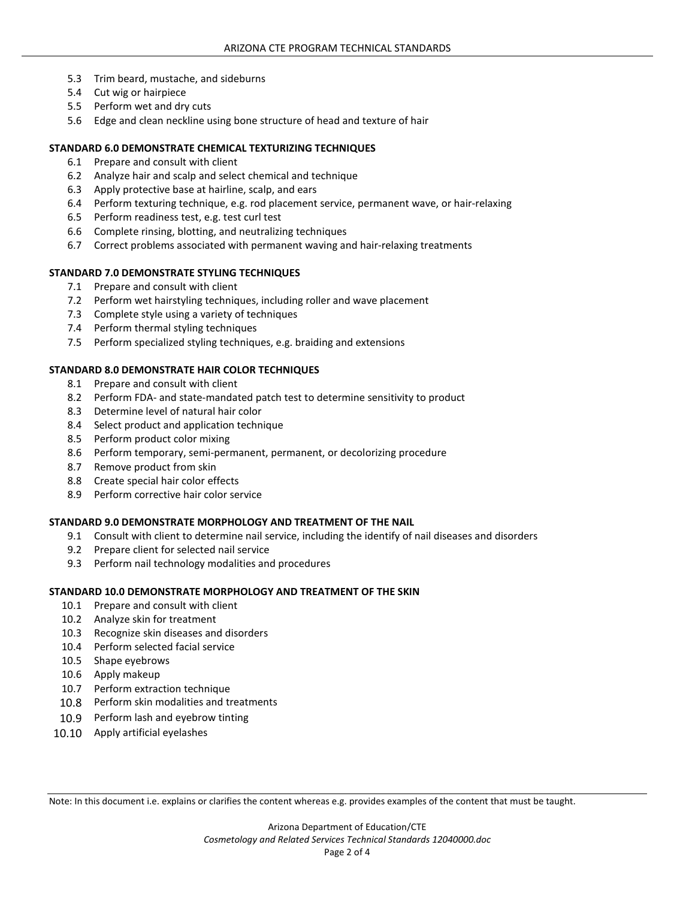- 5.3 Trim beard, mustache, and sideburns
- 5.4 Cut wig or hairpiece
- 5.5 Perform wet and dry cuts
- 5.6 Edge and clean neckline using bone structure of head and texture of hair

**STANDARD 6.0 DEMONSTRATE CHEMICAL TEXTURIZING TECHNIQUES**

- 6.1 Prepare and consult with client
- 6.2 Analyze hair and scalp and select chemical and technique
- 6.3 Apply protective base at hairline, scalp, and ears
- 6.4 Perform texturing technique, e.g. rod placement service, permanent wave, or hair-relaxing
- 6.5 Perform readiness test, e.g. test curl test
- 6.6 Complete rinsing, blotting, and neutralizing techniques
- 6.7 Correct problems associated with permanent waving and hair-relaxing treatments

**STANDARD 7.0 DEMONSTRATE STYLING TECHNIQUES**

- 7.1 Prepare and consult with client
- 7.2 Perform wet hairstyling techniques, including roller and wave placement
- 7.3 Complete style using a variety of techniques
- 7.4 Perform thermal styling techniques
- 7.5 Perform specialized styling techniques, e.g. braiding and extensions

**STANDARD 8.0 DEMONSTRATE HAIR COLOR TECHNIQUES**

- 8.1 Prepare and consult with client
- 8.2 Perform FDA- and state-mandated patch test to determine sensitivity to product
- 8.3 Determine level of natural hair color
- 8.4 Select product and application technique
- 8.5 Perform product color mixing
- 8.6 Perform temporary, semi-permanent, permanent, or decolorizing procedure
- 8.7 Remove product from skin
- 8.8 Create special hair color effects
- 8.9 Perform corrective hair color service

**STANDARD 9.0 DEMONSTRATE MORPHOLOGY AND TREATMENT OF THE NAIL**

- 9.1 Consult with client to determine nail service, including the identify of nail diseases and disorders
- 9.2 Prepare client for selected nail service
- 9.3 Perform nail technology modalities and procedures

**STANDARD 10.0 DEMONSTRATE MORPHOLOGY AND TREATMENT OF THE SKIN**

- 10.1 Prepare and consult with client
- 10.2 Analyze skin for treatment
- 10.3 Recognize skin diseases and disorders
- 10.4 Perform selected facial service
- 10.5 Shape eyebrows
- 10.6 Apply makeup
- 10.7 Perform extraction technique
- 10.8 Perform skin modalities and treatments
- 10.9 Perform lash and eyebrow tinting
- 10.10 Apply artificial eyelashes

Note: In this document i.e. explains or clarifies the content whereas e.g. provides examples of the content that must be taught.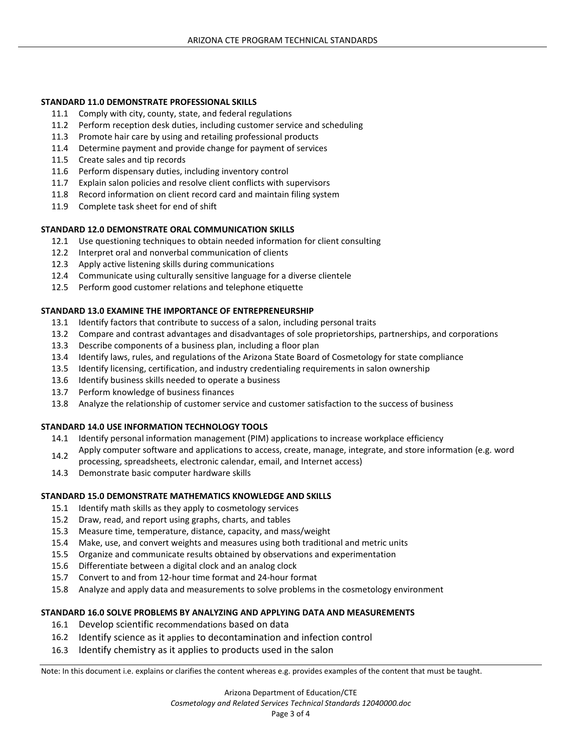**STANDARD 11.0 DEMONSTRATE PROFESSIONAL SKILLS**

- 11.1 Comply with city, county, state, and federal regulations
- 11.2 Perform reception desk duties, including customer service and scheduling
- 11.3 Promote hair care by using and retailing professional products
- 11.4 Determine payment and provide change for payment of services
- 11.5 Create sales and tip records
- 11.6 Perform dispensary duties, including inventory control
- 11.7 Explain salon policies and resolve client conflicts with supervisors
- 11.8 Record information on client record card and maintain filing system
- 11.9 Complete task sheet for end of shift

**STANDARD 12.0 DEMONSTRATE ORAL COMMUNICATION SKILLS**

- 12.1 Use questioning techniques to obtain needed information for client consulting
- 12.2 Interpret oral and nonverbal communication of clients
- 12.3 Apply active listening skills during communications
- 12.4 Communicate using culturally sensitive language for a diverse clientele
- 12.5 Perform good customer relations and telephone etiquette

**STANDARD 13.0 EXAMINE THE IMPORTANCE OF ENTREPRENEURSHIP**

- 13.1 Identify factors that contribute to success of a salon, including personal traits
- 13.2 Compare and contrast advantages and disadvantages of sole proprietorships, partnerships, and corporations
- 13.3 Describe components of a business plan, including a floor plan
- 13.4 Identify laws, rules, and regulations of the Arizona State Board of Cosmetology for state compliance
- 13.5 Identify licensing, certification, and industry credentialing requirements in salon ownership
- 13.6 Identify business skills needed to operate a business
- 13.7 Perform knowledge of business finances
- 13.8 Analyze the relationship of customer service and customer satisfaction to the success of business

**STANDARD 14.0 USE INFORMATION TECHNOLOGY TOOLS**

- 14.1 Identify personal information management (PIM) applications to increase workplace efficiency
- 14.2 Apply computer software and applications to access, create, manage, integrate, and store information (e.g. word processing, spreadsheets, electronic calendar, email, and Internet access)
- 14.3 Demonstrate basic computer hardware skills

**STANDARD 15.0 DEMONSTRATE MATHEMATICS KNOWLEDGE AND SKILLS**

- 15.1 Identify math skills as they apply to cosmetology services
- 15.2 Draw, read, and report using graphs, charts, and tables
- 15.3 Measure time, temperature, distance, capacity, and mass/weight
- 15.4 Make, use, and convert weights and measures using both traditional and metric units
- 15.5 Organize and communicate results obtained by observations and experimentation
- 15.6 Differentiate between a digital clock and an analog clock
- 15.7 Convert to and from 12-hour time format and 24-hour format
- 15.8 Analyze and apply data and measurements to solve problems in the cosmetology environment

**STANDARD 16.0 SOLVE PROBLEMS BY ANALYZING AND APPLYING DATA AND MEASUREMENTS**

- 16.1 Develop scientific recommendations based on data
- 16.2 Identify science as it applies to decontamination and infection control
- 16.3 Identify chemistry as it applies to products used in the salon

Note: In this document i.e. explains or clarifies the content whereas e.g. provides examples of the content that must be taught.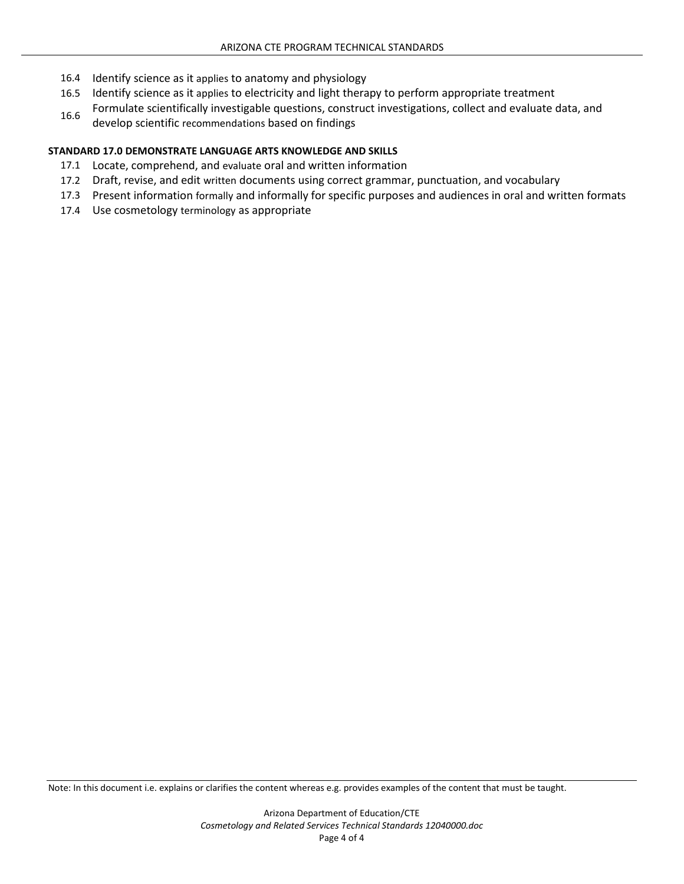16.4 Identify science as it applies to anatomy and physiology

16.5 Identify science as it applies to electricity and light therapy to perform appropriate treatment

16.6 Formulate scientifically investigable questions, construct investigations, collect and evaluate data, and develop scientific recommendations based on findings

**STANDARD 17.0 DEMONSTRATE LANGUAGE ARTS KNOWLEDGE AND SKILLS**

17.1 Locate, comprehend, and evaluate oral and written information

17.2 Draft, revise, and edit written documents using correct grammar, punctuation, and vocabulary

17.3 Present information formally and informally for specific purposes and audiences in oral and written formats

17.4 Use cosmetology terminology as appropriate

Note: In this document i.e. explains or clarifies the content whereas e.g. provides examples of the content that must be taught.